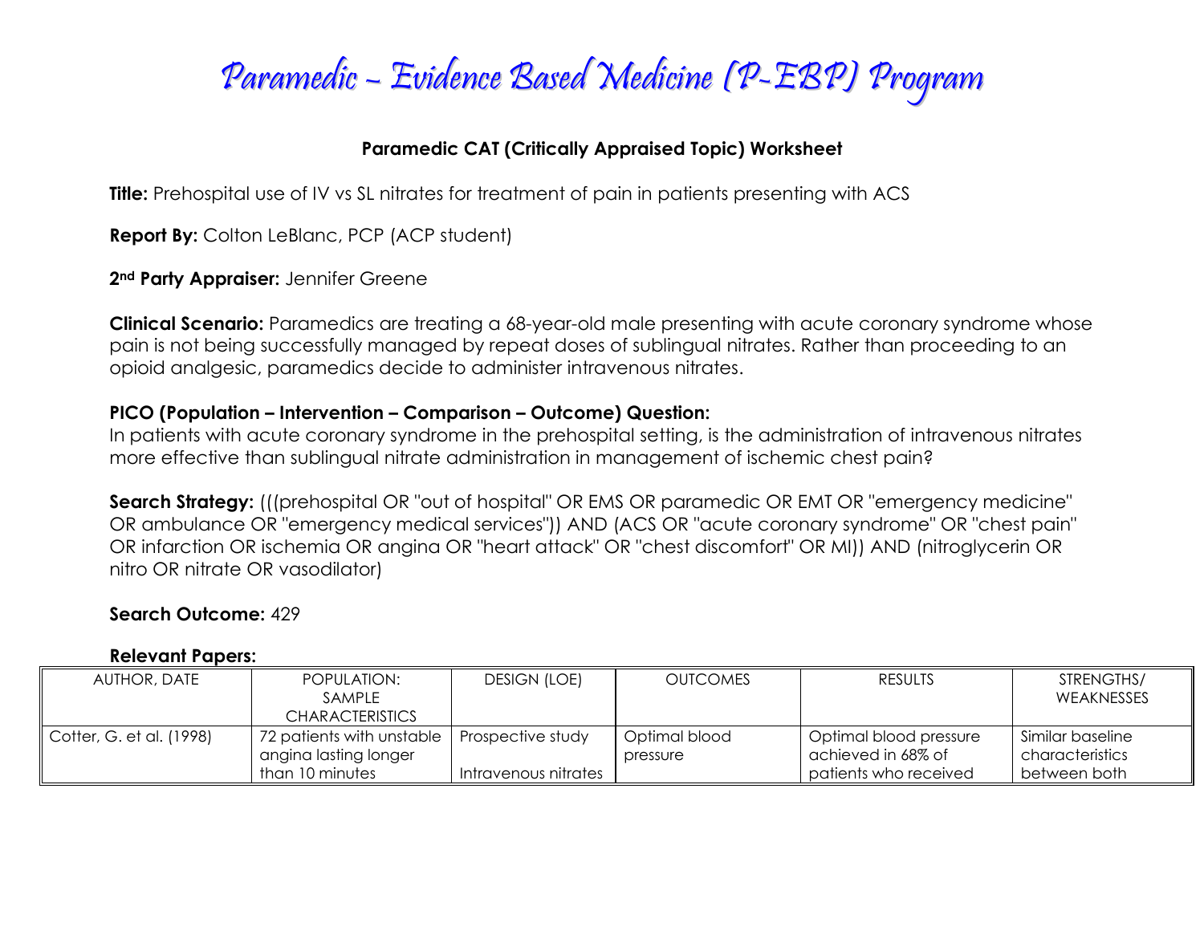# Paramedic – Evidence Based Medicine (P-EBP) Program

**Paramedic CAT (Critically Appraised Topic) Worksheet**

**Title:** Prehospital use of IV vs SL nitrates for treatment of pain in patients presenting with ACS

**Report By:** Colton LeBlanc, PCP (ACP student)

**2nd Party Appraiser:** Jennifer Greene

**Clinical Scenario:** Paramedics are treating a 68-year-old male presenting with acute coronary syndrome whose pain is not being successfully managed by repeat doses of sublingual nitrates. Rather than proceeding to an opioid analgesic, paramedics decide to administer intravenous nitrates.

**PICO (Population – Intervention – Comparison – Outcome) Question:**
In patients with acute coronary syndrome in the prehospital setting, is the administration of intravenous nitrates more effective than sublingual nitrate administration in management of ischemic chest pain?

**Search Strategy:** (((prehospital OR "out of hospital" OR EMS OR paramedic OR EMT OR "emergency medicine" OR ambulance OR "emergency medical services")) AND (ACS OR "acute coronary syndrome" OR "chest pain" OR infarction OR ischemia OR angina OR "heart attack" OR "chest discomfort" OR MI)) AND (nitroglycerin OR nitro OR nitrate OR vasodilator)

**Search Outcome:** 429

**Relevant Papers:**

| AUTHOR, DATE | POPULATION: SAMPLE CHARACTERISTICS | DESIGN (LOE) | OUTCOMES | RESULTS | STRENGTHS/ WEAKNESSES |
|---|---|---|---|---|---|
| Cotter, G. et al. (1998) | 72 patients with unstable angina lasting longer than 10 minutes | Prospective study<br><br>Intravenous nitrates | Optimal blood pressure | Optimal blood pressure achieved in 68% of patients who received | Similar baseline characteristics between both |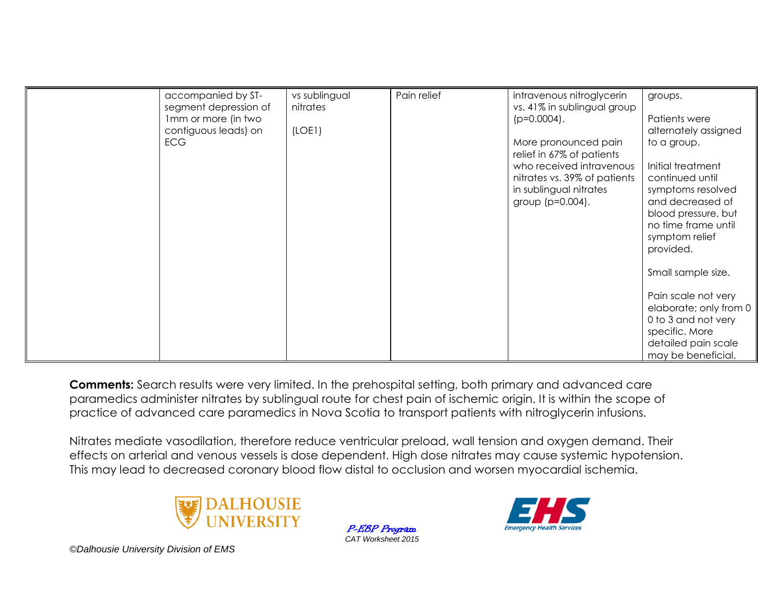| | | | | | |
|---|---|---|---|---|---|
| | accompanied by ST-segment depression of 1mm or more (in two contiguous leads) on ECG | vs sublingual nitrates<br><br>(LOE1) | Pain relief | intravenous nitroglycerin vs. 41% in sublingual group (p=0.0004).<br><br>More pronounced pain relief in 67% of patients who received intravenous nitrates vs. 39% of patients in sublingual nitrates group (p=0.004). | groups.<br><br>Patients were alternately assigned to a group.<br><br>Initial treatment continued until symptoms resolved and decreased of blood pressure, but no time frame until symptom relief provided.<br><br>Small sample size.<br><br>Pain scale not very elaborate; only from 0 0 to 3 and not very specific. More detailed pain scale may be beneficial. |

**Comments:** Search results were very limited. In the prehospital setting, both primary and advanced care paramedics administer nitrates by sublingual route for chest pain of ischemic origin. It is within the scope of practice of advanced care paramedics in Nova Scotia to transport patients with nitroglycerin infusions.

Nitrates mediate vasodilation, therefore reduce ventricular preload, wall tension and oxygen demand. Their effects on arterial and venous vessels is dose dependent. High dose nitrates may cause systemic hypotension. This may lead to decreased coronary blood flow distal to occlusion and worsen myocardial ischemia.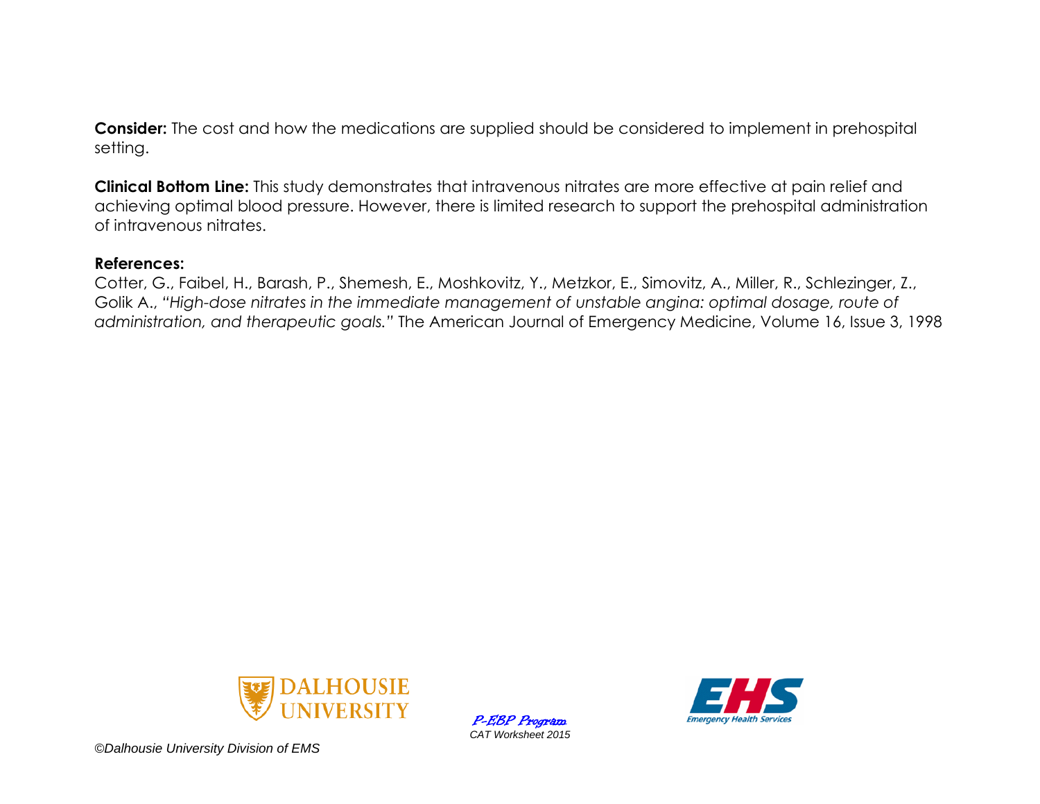**Consider:** The cost and how the medications are supplied should be considered to implement in prehospital setting.

**Clinical Bottom Line:** This study demonstrates that intravenous nitrates are more effective at pain relief and achieving optimal blood pressure. However, there is limited research to support the prehospital administration of intravenous nitrates.

**References:**

Cotter, G., Faibel, H., Barash, P., Shemesh, E., Moshkovitz, Y., Metzkor, E., Simovitz, A., Miller, R., Schlezinger, Z., Golik A., "*High-dose nitrates in the immediate management of unstable angina: optimal dosage, route of administration, and therapeutic goals.*" The American Journal of Emergency Medicine, Volume 16, Issue 3, 1998